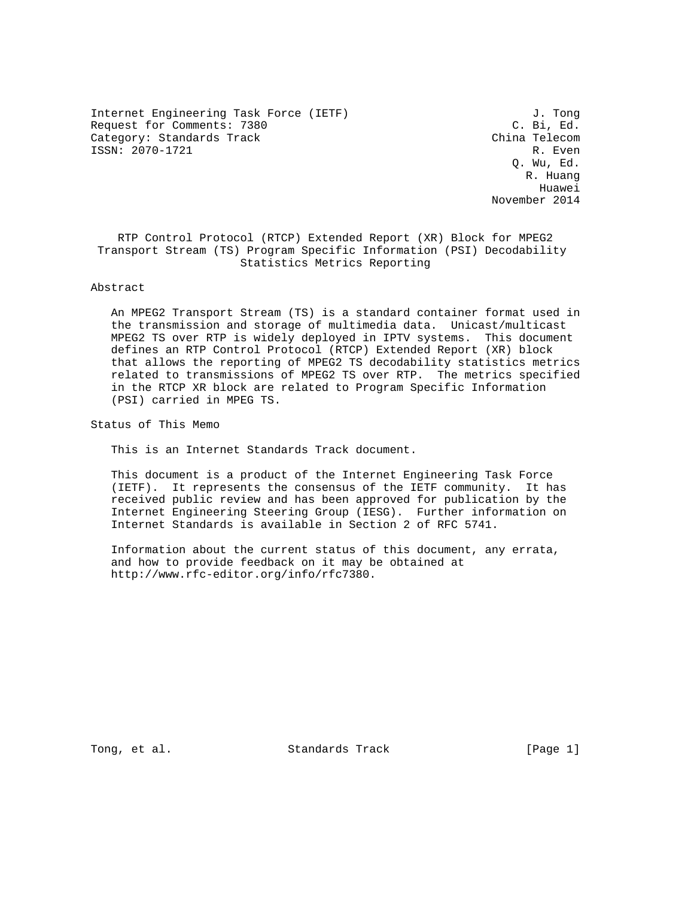Internet Engineering Task Force (IETF) J. Tong
Request for Comments: 7380 C. Bi, Ed.
Category: Standards Track China Telecom
ISSN: 2070-1721 R. Even
Q. Wu, Ed.
R. Huang
Huawei
November 2014

# RTP Control Protocol (RTCP) Extended Report (XR) Block for MPEG2 Transport Stream (TS) Program Specific Information (PSI) Decodability Statistics Metrics Reporting

## Abstract

An MPEG2 Transport Stream (TS) is a standard container format used in the transmission and storage of multimedia data. Unicast/multicast MPEG2 TS over RTP is widely deployed in IPTV systems. This document defines an RTP Control Protocol (RTCP) Extended Report (XR) block that allows the reporting of MPEG2 TS decodability statistics metrics related to transmissions of MPEG2 TS over RTP. The metrics specified in the RTCP XR block are related to Program Specific Information (PSI) carried in MPEG TS.

## Status of This Memo

This is an Internet Standards Track document.

This document is a product of the Internet Engineering Task Force (IETF). It represents the consensus of the IETF community. It has received public review and has been approved for publication by the Internet Engineering Steering Group (IESG). Further information on Internet Standards is available in Section 2 of RFC 5741.

Information about the current status of this document, any errata, and how to provide feedback on it may be obtained at http://www.rfc-editor.org/info/rfc7380.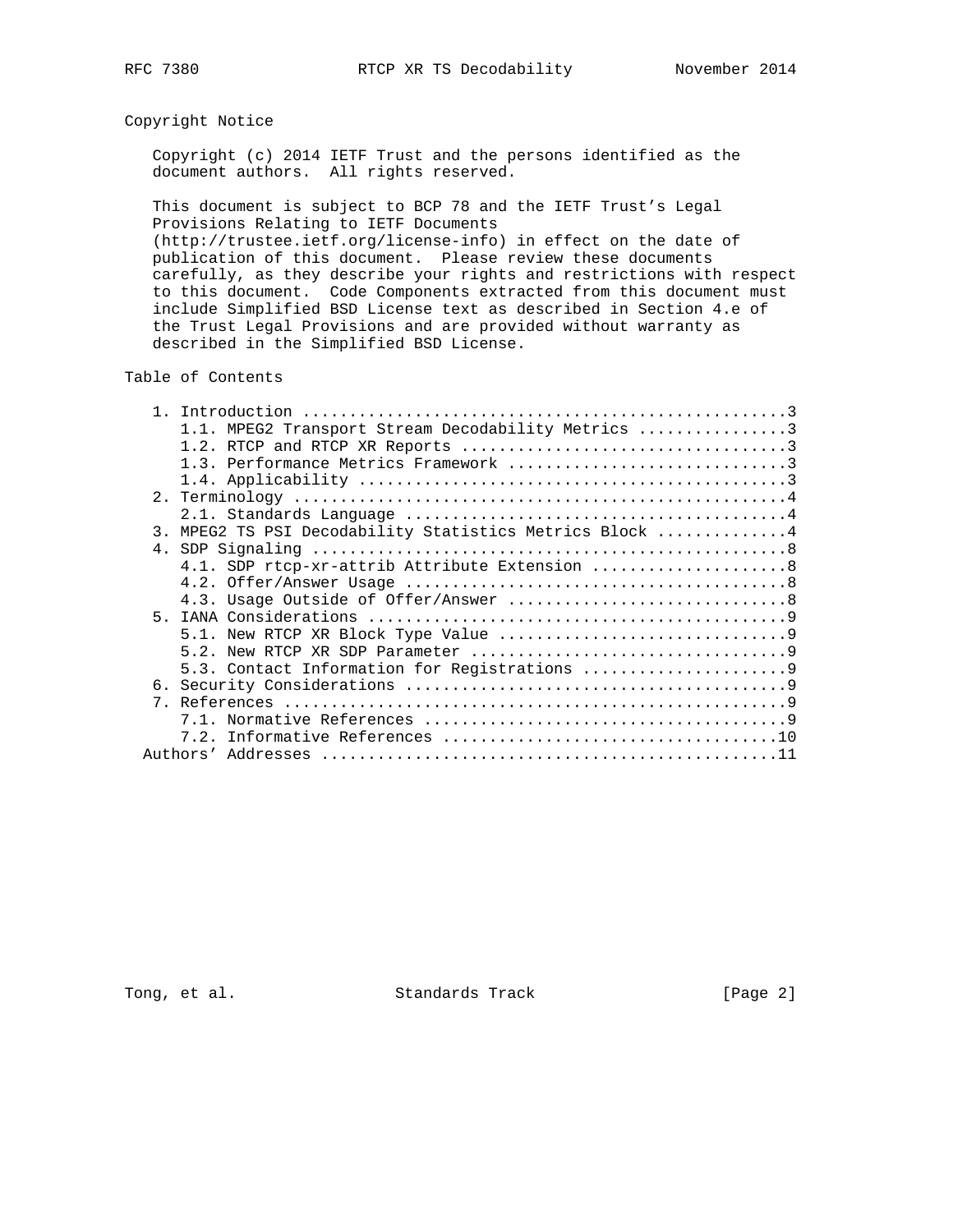## Copyright Notice

Copyright (c) 2014 IETF Trust and the persons identified as the document authors. All rights reserved.

This document is subject to BCP 78 and the IETF Trust's Legal Provisions Relating to IETF Documents (http://trustee.ietf.org/license-info) in effect on the date of publication of this document. Please review these documents carefully, as they describe your rights and restrictions with respect to this document. Code Components extracted from this document must include Simplified BSD License text as described in Section 4.e of the Trust Legal Provisions and are provided without warranty as described in the Simplified BSD License.

## Table of Contents

```
   1. Introduction ....................................................3
      1.1. MPEG2 Transport Stream Decodability Metrics ................3
      1.2. RTCP and RTCP XR Reports ...................................3
      1.3. Performance Metrics Framework ..............................3
      1.4. Applicability ..............................................3
   2. Terminology .....................................................4
      2.1. Standards Language .........................................4
   3. MPEG2 TS PSI Decodability Statistics Metrics Block ..............4
   4. SDP Signaling ...................................................8
      4.1. SDP rtcp-xr-attrib Attribute Extension .....................8
      4.2. Offer/Answer Usage .........................................8
      4.3. Usage Outside of Offer/Answer ..............................8
   5. IANA Considerations .............................................9
      5.1. New RTCP XR Block Type Value ...............................9
      5.2. New RTCP XR SDP Parameter ..................................9
      5.3. Contact Information for Registrations ......................9
   6. Security Considerations .........................................9
   7. References ......................................................9
      7.1. Normative References .......................................9
      7.2. Informative References ....................................10
   Authors' Addresses ................................................11
```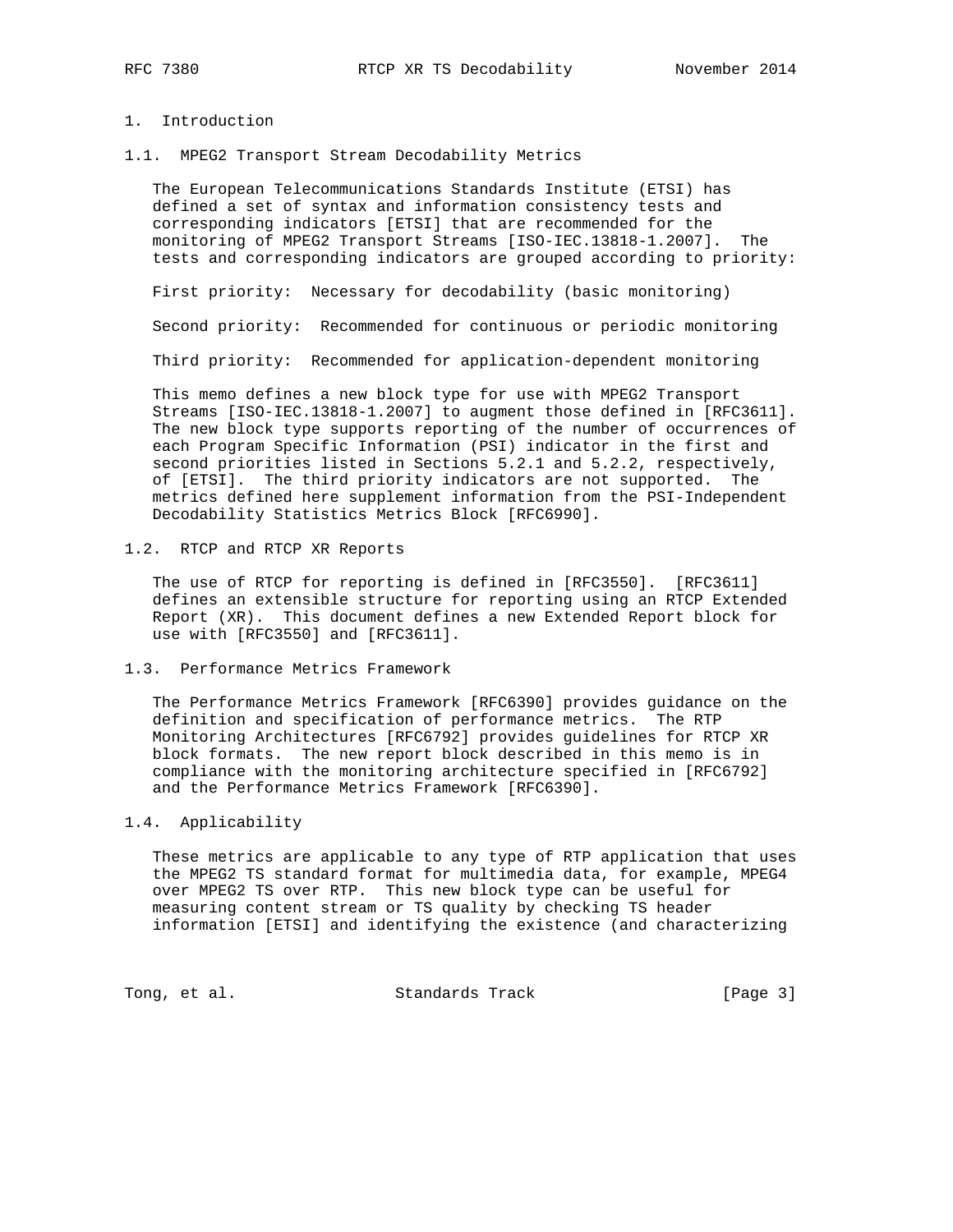# 1. Introduction

## 1.1. MPEG2 Transport Stream Decodability Metrics

The European Telecommunications Standards Institute (ETSI) has defined a set of syntax and information consistency tests and corresponding indicators [ETSI] that are recommended for the monitoring of MPEG2 Transport Streams [ISO-IEC.13818-1.2007]. The tests and corresponding indicators are grouped according to priority:

First priority: Necessary for decodability (basic monitoring)

Second priority: Recommended for continuous or periodic monitoring

Third priority: Recommended for application-dependent monitoring

This memo defines a new block type for use with MPEG2 Transport Streams [ISO-IEC.13818-1.2007] to augment those defined in [RFC3611]. The new block type supports reporting of the number of occurrences of each Program Specific Information (PSI) indicator in the first and second priorities listed in Sections 5.2.1 and 5.2.2, respectively, of [ETSI]. The third priority indicators are not supported. The metrics defined here supplement information from the PSI-Independent Decodability Statistics Metrics Block [RFC6990].

## 1.2. RTCP and RTCP XR Reports

The use of RTCP for reporting is defined in [RFC3550]. [RFC3611] defines an extensible structure for reporting using an RTCP Extended Report (XR). This document defines a new Extended Report block for use with [RFC3550] and [RFC3611].

## 1.3. Performance Metrics Framework

The Performance Metrics Framework [RFC6390] provides guidance on the definition and specification of performance metrics. The RTP Monitoring Architectures [RFC6792] provides guidelines for RTCP XR block formats. The new report block described in this memo is in compliance with the monitoring architecture specified in [RFC6792] and the Performance Metrics Framework [RFC6390].

## 1.4. Applicability

These metrics are applicable to any type of RTP application that uses the MPEG2 TS standard format for multimedia data, for example, MPEG4 over MPEG2 TS over RTP. This new block type can be useful for measuring content stream or TS quality by checking TS header information [ETSI] and identifying the existence (and characterizing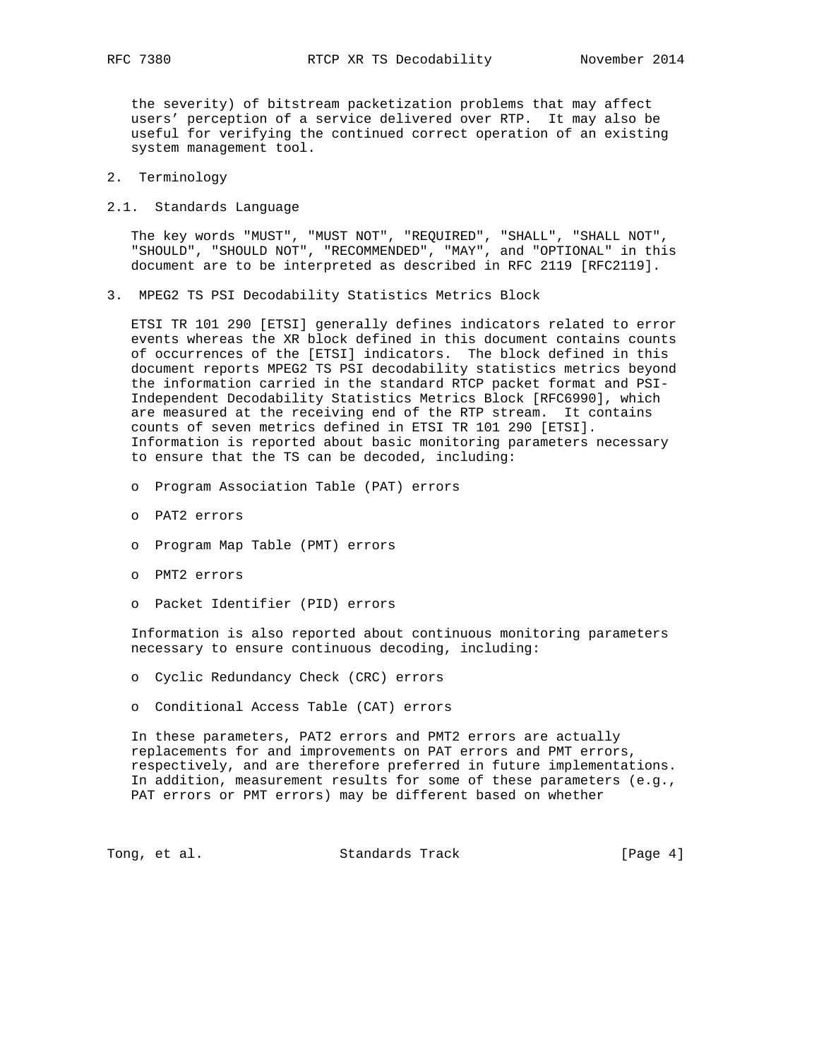the severity) of bitstream packetization problems that may affect users' perception of a service delivered over RTP. It may also be useful for verifying the continued correct operation of an existing system management tool.

## 2. Terminology

### 2.1. Standards Language

The key words "MUST", "MUST NOT", "REQUIRED", "SHALL", "SHALL NOT", "SHOULD", "SHOULD NOT", "RECOMMENDED", "MAY", and "OPTIONAL" in this document are to be interpreted as described in RFC 2119 [RFC2119].

## 3. MPEG2 TS PSI Decodability Statistics Metrics Block

ETSI TR 101 290 [ETSI] generally defines indicators related to error events whereas the XR block defined in this document contains counts of occurrences of the [ETSI] indicators. The block defined in this document reports MPEG2 TS PSI decodability statistics metrics beyond the information carried in the standard RTCP packet format and PSI-Independent Decodability Statistics Metrics Block [RFC6990], which are measured at the receiving end of the RTP stream. It contains counts of seven metrics defined in ETSI TR 101 290 [ETSI]. Information is reported about basic monitoring parameters necessary to ensure that the TS can be decoded, including:

- Program Association Table (PAT) errors
- PAT2 errors
- Program Map Table (PMT) errors
- PMT2 errors
- Packet Identifier (PID) errors

Information is also reported about continuous monitoring parameters necessary to ensure continuous decoding, including:

- Cyclic Redundancy Check (CRC) errors
- Conditional Access Table (CAT) errors

In these parameters, PAT2 errors and PMT2 errors are actually replacements for and improvements on PAT errors and PMT errors, respectively, and are therefore preferred in future implementations. In addition, measurement results for some of these parameters (e.g., PAT errors or PMT errors) may be different based on whether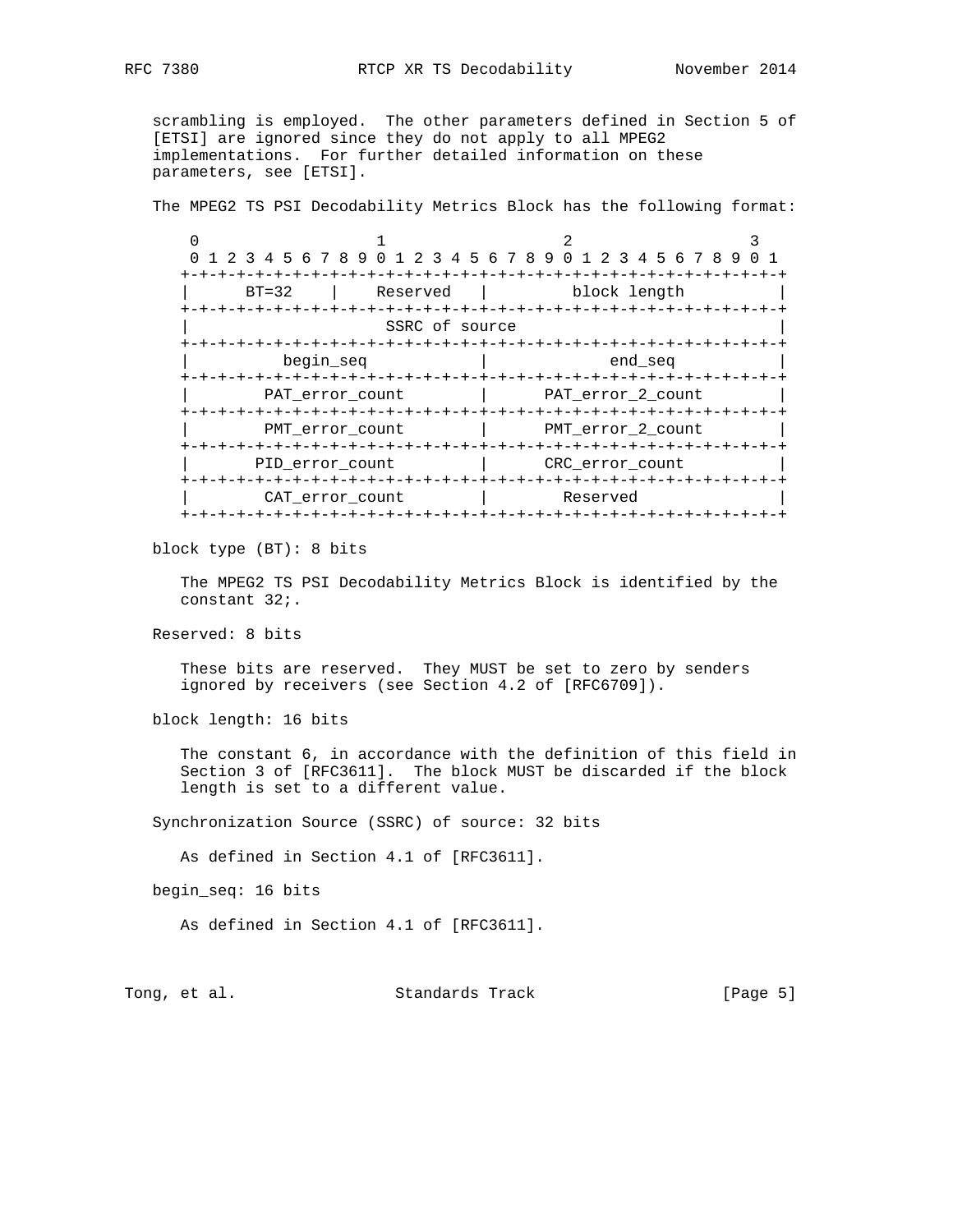scrambling is employed. The other parameters defined in Section 5 of [ETSI] are ignored since they do not apply to all MPEG2 implementations. For further detailed information on these parameters, see [ETSI].

The MPEG2 TS PSI Decodability Metrics Block has the following format:

```
 0                   1                   2                   3
 0 1 2 3 4 5 6 7 8 9 0 1 2 3 4 5 6 7 8 9 0 1 2 3 4 5 6 7 8 9 0 1
+-+-+-+-+-+-+-+-+-+-+-+-+-+-+-+-+-+-+-+-+-+-+-+-+-+-+-+-+-+-+-+-+
|     BT=32     |   Reserved    |         block length          |
+-+-+-+-+-+-+-+-+-+-+-+-+-+-+-+-+-+-+-+-+-+-+-+-+-+-+-+-+-+-+-+-+
|                        SSRC of source                         |
+-+-+-+-+-+-+-+-+-+-+-+-+-+-+-+-+-+-+-+-+-+-+-+-+-+-+-+-+-+-+-+-+
|          begin_seq            |             end_seq           |
+-+-+-+-+-+-+-+-+-+-+-+-+-+-+-+-+-+-+-+-+-+-+-+-+-+-+-+-+-+-+-+-+
|       PAT_error_count         |      PAT_error_2_count        |
+-+-+-+-+-+-+-+-+-+-+-+-+-+-+-+-+-+-+-+-+-+-+-+-+-+-+-+-+-+-+-+-+
|       PMT_error_count         |      PMT_error_2_count        |
+-+-+-+-+-+-+-+-+-+-+-+-+-+-+-+-+-+-+-+-+-+-+-+-+-+-+-+-+-+-+-+-+
|      PID_error_count          |      CRC_error_count          |
+-+-+-+-+-+-+-+-+-+-+-+-+-+-+-+-+-+-+-+-+-+-+-+-+-+-+-+-+-+-+-+-+
|       CAT_error_count         |        Reserved               |
+-+-+-+-+-+-+-+-+-+-+-+-+-+-+-+-+-+-+-+-+-+-+-+-+-+-+-+-+-+-+-+-+
```

block type (BT): 8 bits

The MPEG2 TS PSI Decodability Metrics Block is identified by the constant 32;.

Reserved: 8 bits

These bits are reserved. They MUST be set to zero by senders ignored by receivers (see Section 4.2 of [RFC6709]).

block length: 16 bits

The constant 6, in accordance with the definition of this field in Section 3 of [RFC3611]. The block MUST be discarded if the block length is set to a different value.

Synchronization Source (SSRC) of source: 32 bits

As defined in Section 4.1 of [RFC3611].

begin_seq: 16 bits

As defined in Section 4.1 of [RFC3611].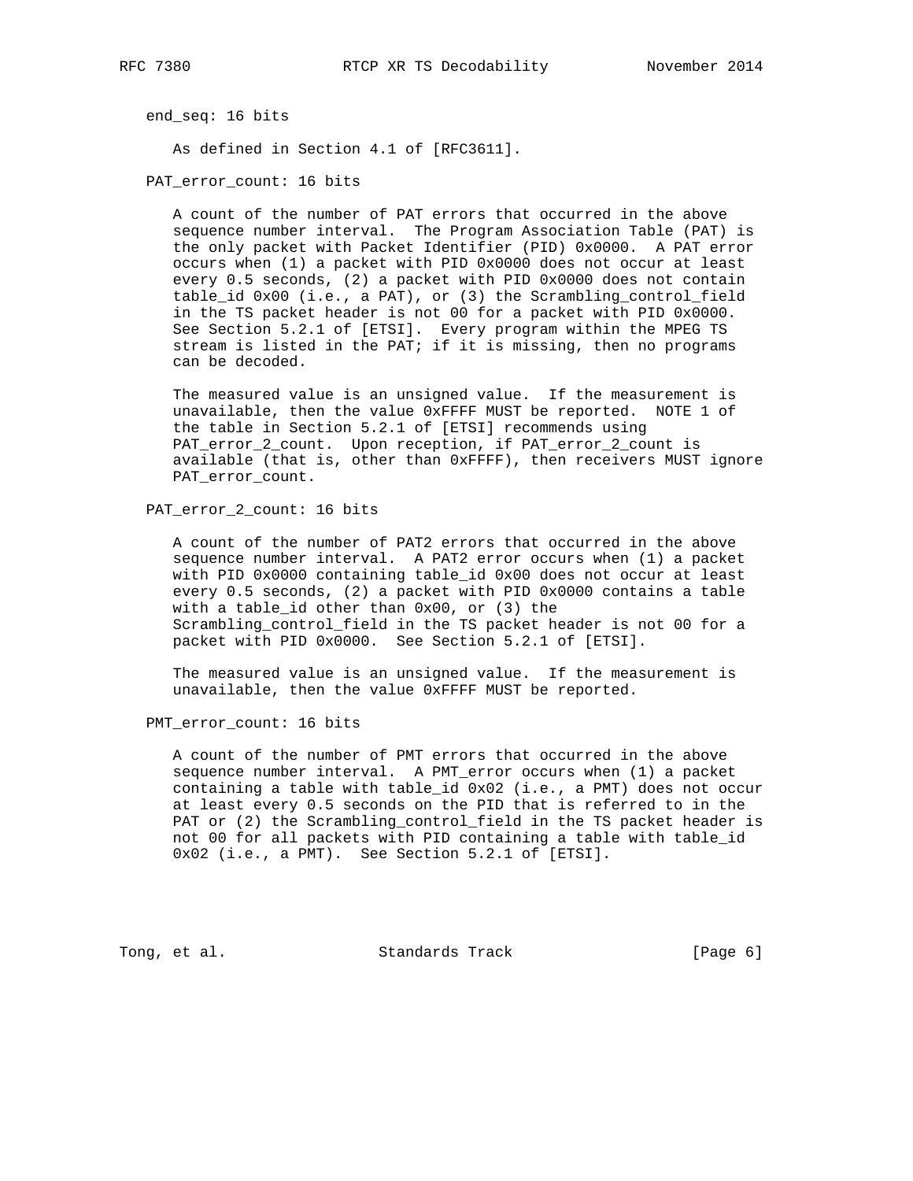end_seq: 16 bits

As defined in Section 4.1 of [RFC3611].

PAT_error_count: 16 bits

A count of the number of PAT errors that occurred in the above sequence number interval. The Program Association Table (PAT) is the only packet with Packet Identifier (PID) 0x0000. A PAT error occurs when (1) a packet with PID 0x0000 does not occur at least every 0.5 seconds, (2) a packet with PID 0x0000 does not contain table_id 0x00 (i.e., a PAT), or (3) the Scrambling_control_field in the TS packet header is not 00 for a packet with PID 0x0000. See Section 5.2.1 of [ETSI]. Every program within the MPEG TS stream is listed in the PAT; if it is missing, then no programs can be decoded.

The measured value is an unsigned value. If the measurement is unavailable, then the value 0xFFFF MUST be reported. NOTE 1 of the table in Section 5.2.1 of [ETSI] recommends using PAT_error_2_count. Upon reception, if PAT_error_2_count is available (that is, other than 0xFFFF), then receivers MUST ignore PAT_error_count.

PAT_error_2_count: 16 bits

A count of the number of PAT2 errors that occurred in the above sequence number interval. A PAT2 error occurs when (1) a packet with PID 0x0000 containing table_id 0x00 does not occur at least every 0.5 seconds, (2) a packet with PID 0x0000 contains a table with a table_id other than 0x00, or (3) the Scrambling_control_field in the TS packet header is not 00 for a packet with PID 0x0000. See Section 5.2.1 of [ETSI].

The measured value is an unsigned value. If the measurement is unavailable, then the value 0xFFFF MUST be reported.

PMT_error_count: 16 bits

A count of the number of PMT errors that occurred in the above sequence number interval. A PMT_error occurs when (1) a packet containing a table with table_id 0x02 (i.e., a PMT) does not occur at least every 0.5 seconds on the PID that is referred to in the PAT or (2) the Scrambling_control_field in the TS packet header is not 00 for all packets with PID containing a table with table_id 0x02 (i.e., a PMT). See Section 5.2.1 of [ETSI].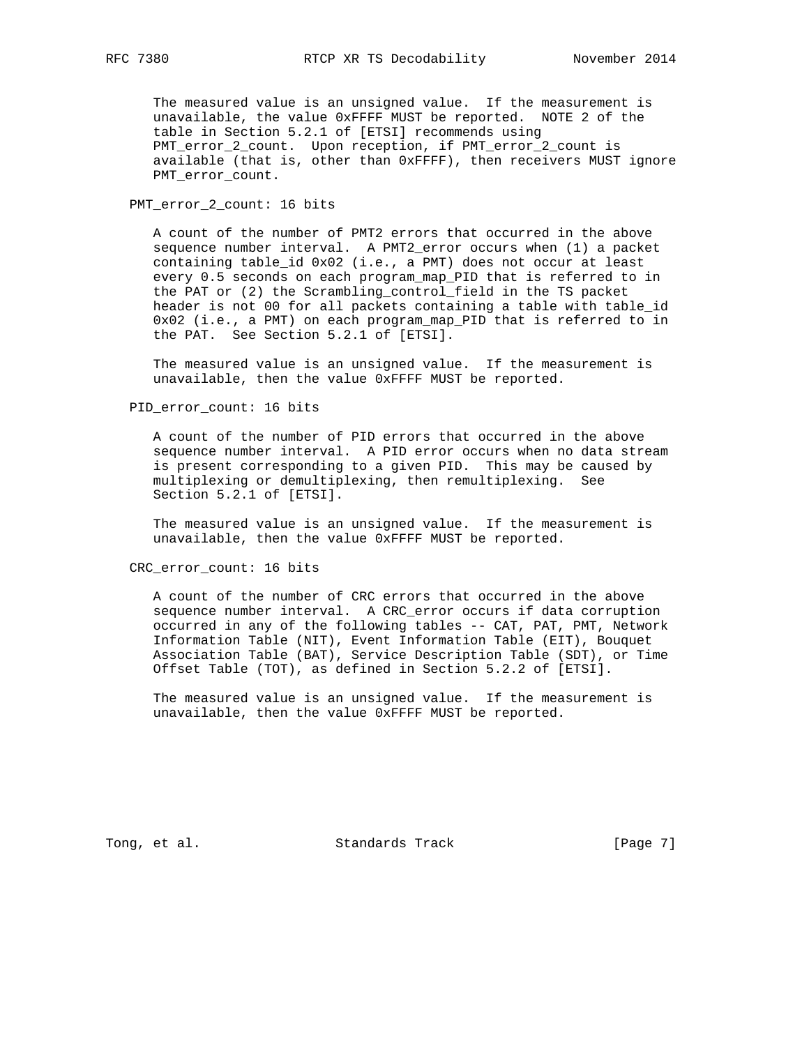The measured value is an unsigned value. If the measurement is unavailable, the value 0xFFFF MUST be reported. NOTE 2 of the table in Section 5.2.1 of [ETSI] recommends using PMT_error_2_count. Upon reception, if PMT_error_2_count is available (that is, other than 0xFFFF), then receivers MUST ignore PMT_error_count.

PMT_error_2_count: 16 bits

A count of the number of PMT2 errors that occurred in the above sequence number interval. A PMT2_error occurs when (1) a packet containing table_id 0x02 (i.e., a PMT) does not occur at least every 0.5 seconds on each program_map_PID that is referred to in the PAT or (2) the Scrambling_control_field in the TS packet header is not 00 for all packets containing a table with table_id 0x02 (i.e., a PMT) on each program_map_PID that is referred to in the PAT. See Section 5.2.1 of [ETSI].

The measured value is an unsigned value. If the measurement is unavailable, then the value 0xFFFF MUST be reported.

PID_error_count: 16 bits

A count of the number of PID errors that occurred in the above sequence number interval. A PID error occurs when no data stream is present corresponding to a given PID. This may be caused by multiplexing or demultiplexing, then remultiplexing. See Section 5.2.1 of [ETSI].

The measured value is an unsigned value. If the measurement is unavailable, then the value 0xFFFF MUST be reported.

CRC_error_count: 16 bits

A count of the number of CRC errors that occurred in the above sequence number interval. A CRC_error occurs if data corruption occurred in any of the following tables -- CAT, PAT, PMT, Network Information Table (NIT), Event Information Table (EIT), Bouquet Association Table (BAT), Service Description Table (SDT), or Time Offset Table (TOT), as defined in Section 5.2.2 of [ETSI].

The measured value is an unsigned value. If the measurement is unavailable, then the value 0xFFFF MUST be reported.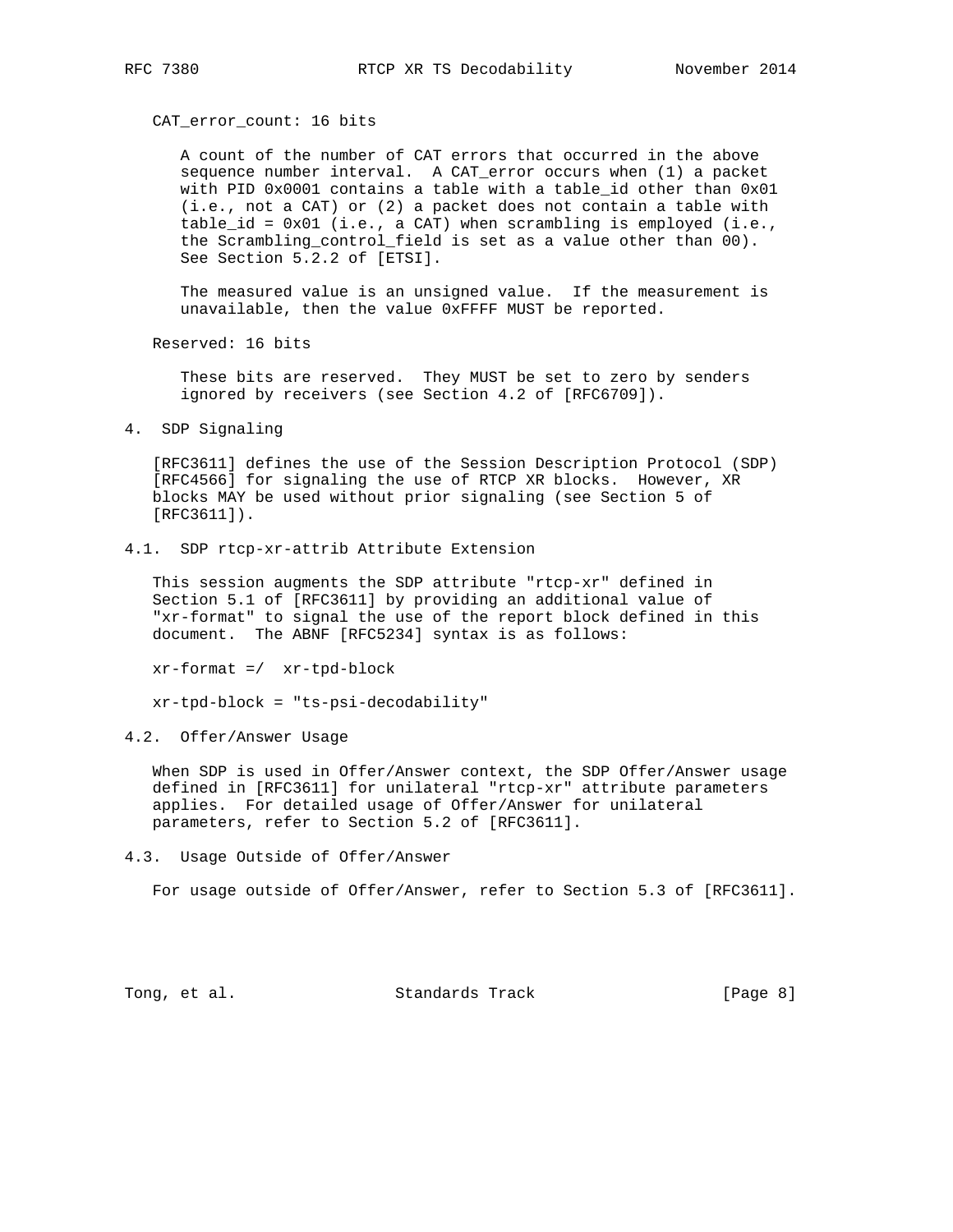CAT_error_count: 16 bits

A count of the number of CAT errors that occurred in the above sequence number interval. A CAT_error occurs when (1) a packet with PID 0x0001 contains a table with a table_id other than 0x01 (i.e., not a CAT) or (2) a packet does not contain a table with table_id = 0x01 (i.e., a CAT) when scrambling is employed (i.e., the Scrambling_control_field is set as a value other than 00). See Section 5.2.2 of [ETSI].

The measured value is an unsigned value. If the measurement is unavailable, then the value 0xFFFF MUST be reported.

Reserved: 16 bits

These bits are reserved. They MUST be set to zero by senders ignored by receivers (see Section 4.2 of [RFC6709]).

## 4. SDP Signaling

[RFC3611] defines the use of the Session Description Protocol (SDP) [RFC4566] for signaling the use of RTCP XR blocks. However, XR blocks MAY be used without prior signaling (see Section 5 of [RFC3611]).

### 4.1. SDP rtcp-xr-attrib Attribute Extension

This session augments the SDP attribute "rtcp-xr" defined in Section 5.1 of [RFC3611] by providing an additional value of "xr-format" to signal the use of the report block defined in this document. The ABNF [RFC5234] syntax is as follows:

```
xr-format =/  xr-tpd-block

xr-tpd-block = "ts-psi-decodability"
```

### 4.2. Offer/Answer Usage

When SDP is used in Offer/Answer context, the SDP Offer/Answer usage defined in [RFC3611] for unilateral "rtcp-xr" attribute parameters applies. For detailed usage of Offer/Answer for unilateral parameters, refer to Section 5.2 of [RFC3611].

### 4.3. Usage Outside of Offer/Answer

For usage outside of Offer/Answer, refer to Section 5.3 of [RFC3611].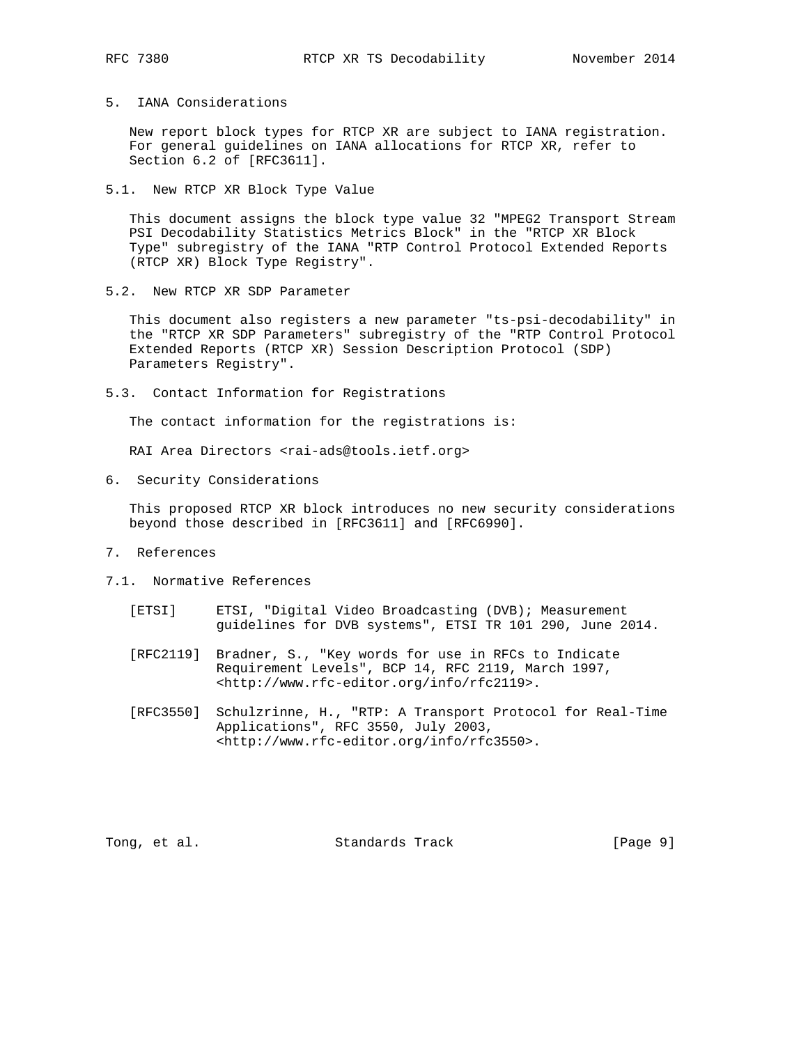## 5. IANA Considerations

New report block types for RTCP XR are subject to IANA registration. For general guidelines on IANA allocations for RTCP XR, refer to Section 6.2 of [RFC3611].

### 5.1. New RTCP XR Block Type Value

This document assigns the block type value 32 "MPEG2 Transport Stream PSI Decodability Statistics Metrics Block" in the "RTCP XR Block Type" subregistry of the IANA "RTP Control Protocol Extended Reports (RTCP XR) Block Type Registry".

### 5.2. New RTCP XR SDP Parameter

This document also registers a new parameter "ts-psi-decodability" in the "RTCP XR SDP Parameters" subregistry of the "RTP Control Protocol Extended Reports (RTCP XR) Session Description Protocol (SDP) Parameters Registry".

### 5.3. Contact Information for Registrations

The contact information for the registrations is:

RAI Area Directors <rai-ads@tools.ietf.org>

## 6. Security Considerations

This proposed RTCP XR block introduces no new security considerations beyond those described in [RFC3611] and [RFC6990].

## 7. References

### 7.1. Normative References

[ETSI] ETSI, "Digital Video Broadcasting (DVB); Measurement guidelines for DVB systems", ETSI TR 101 290, June 2014.

[RFC2119] Bradner, S., "Key words for use in RFCs to Indicate Requirement Levels", BCP 14, RFC 2119, March 1997, <http://www.rfc-editor.org/info/rfc2119>.

[RFC3550] Schulzrinne, H., "RTP: A Transport Protocol for Real-Time Applications", RFC 3550, July 2003, <http://www.rfc-editor.org/info/rfc3550>.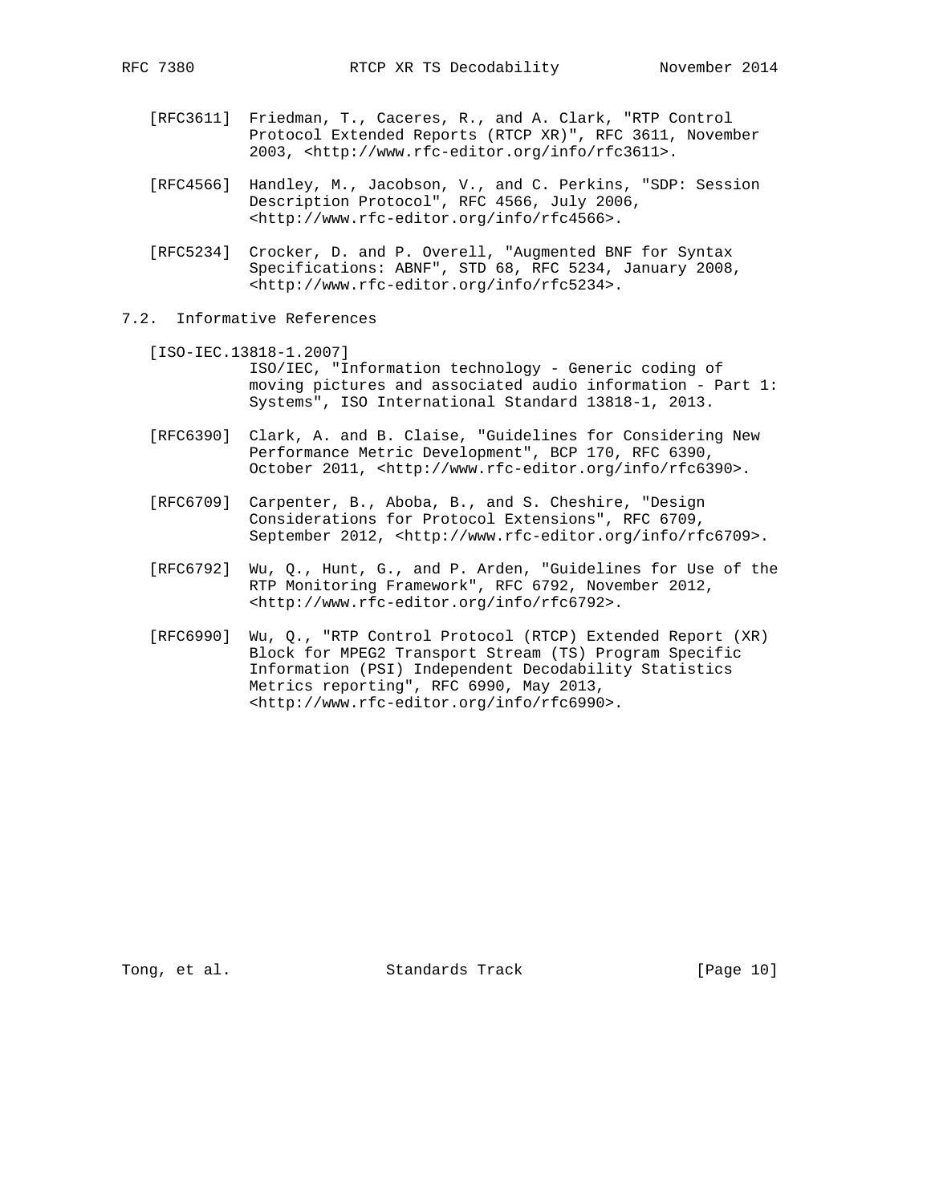[RFC3611] Friedman, T., Caceres, R., and A. Clark, "RTP Control Protocol Extended Reports (RTCP XR)", RFC 3611, November 2003, <http://www.rfc-editor.org/info/rfc3611>.

[RFC4566] Handley, M., Jacobson, V., and C. Perkins, "SDP: Session Description Protocol", RFC 4566, July 2006, <http://www.rfc-editor.org/info/rfc4566>.

[RFC5234] Crocker, D. and P. Overell, "Augmented BNF for Syntax Specifications: ABNF", STD 68, RFC 5234, January 2008, <http://www.rfc-editor.org/info/rfc5234>.

### 7.2. Informative References

[ISO-IEC.13818-1.2007]
ISO/IEC, "Information technology - Generic coding of moving pictures and associated audio information - Part 1: Systems", ISO International Standard 13818-1, 2013.

[RFC6390] Clark, A. and B. Claise, "Guidelines for Considering New Performance Metric Development", BCP 170, RFC 6390, October 2011, <http://www.rfc-editor.org/info/rfc6390>.

[RFC6709] Carpenter, B., Aboba, B., and S. Cheshire, "Design Considerations for Protocol Extensions", RFC 6709, September 2012, <http://www.rfc-editor.org/info/rfc6709>.

[RFC6792] Wu, Q., Hunt, G., and P. Arden, "Guidelines for Use of the RTP Monitoring Framework", RFC 6792, November 2012, <http://www.rfc-editor.org/info/rfc6792>.

[RFC6990] Wu, Q., "RTP Control Protocol (RTCP) Extended Report (XR) Block for MPEG2 Transport Stream (TS) Program Specific Information (PSI) Independent Decodability Statistics Metrics reporting", RFC 6990, May 2013, <http://www.rfc-editor.org/info/rfc6990>.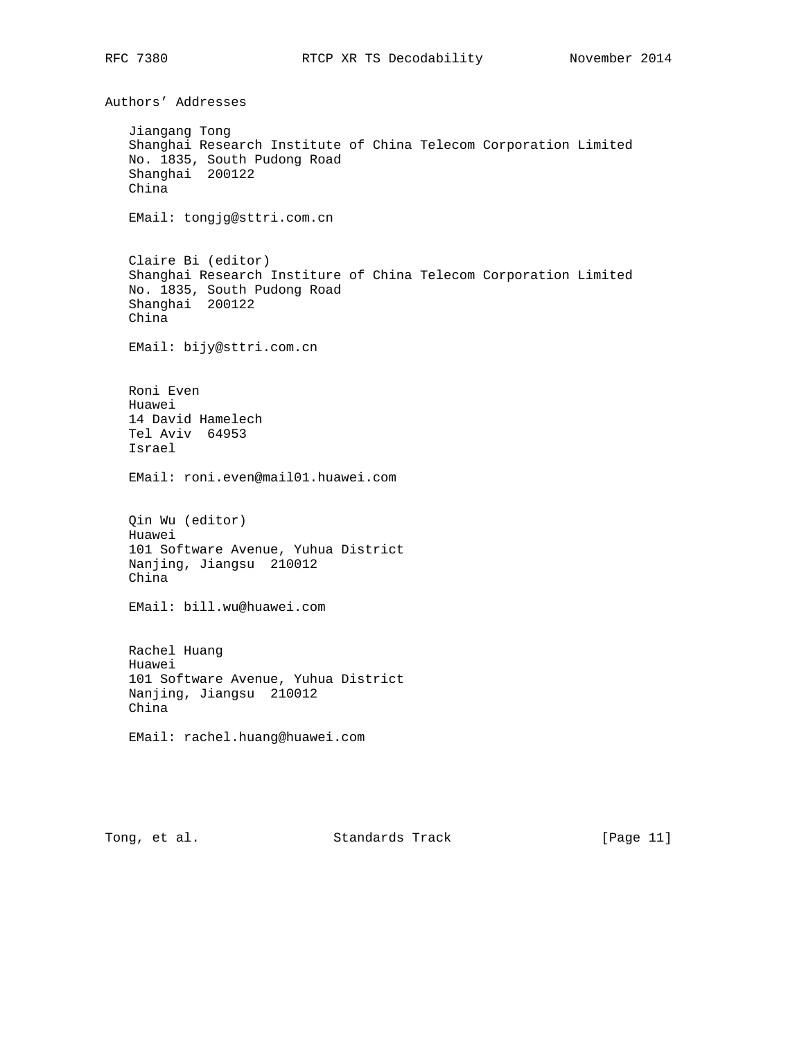# Authors' Addresses

Jiangang Tong
Shanghai Research Institute of China Telecom Corporation Limited
No. 1835, South Pudong Road
Shanghai 200122
China

EMail: tongjg@sttri.com.cn

Claire Bi (editor)
Shanghai Research Institute of China Telecom Corporation Limited
No. 1835, South Pudong Road
Shanghai 200122
China

EMail: bijy@sttri.com.cn

Roni Even
Huawei
14 David Hamelech
Tel Aviv 64953
Israel

EMail: roni.even@mail01.huawei.com

Qin Wu (editor)
Huawei
101 Software Avenue, Yuhua District
Nanjing, Jiangsu 210012
China

EMail: bill.wu@huawei.com

Rachel Huang
Huawei
101 Software Avenue, Yuhua District
Nanjing, Jiangsu 210012
China

EMail: rachel.huang@huawei.com